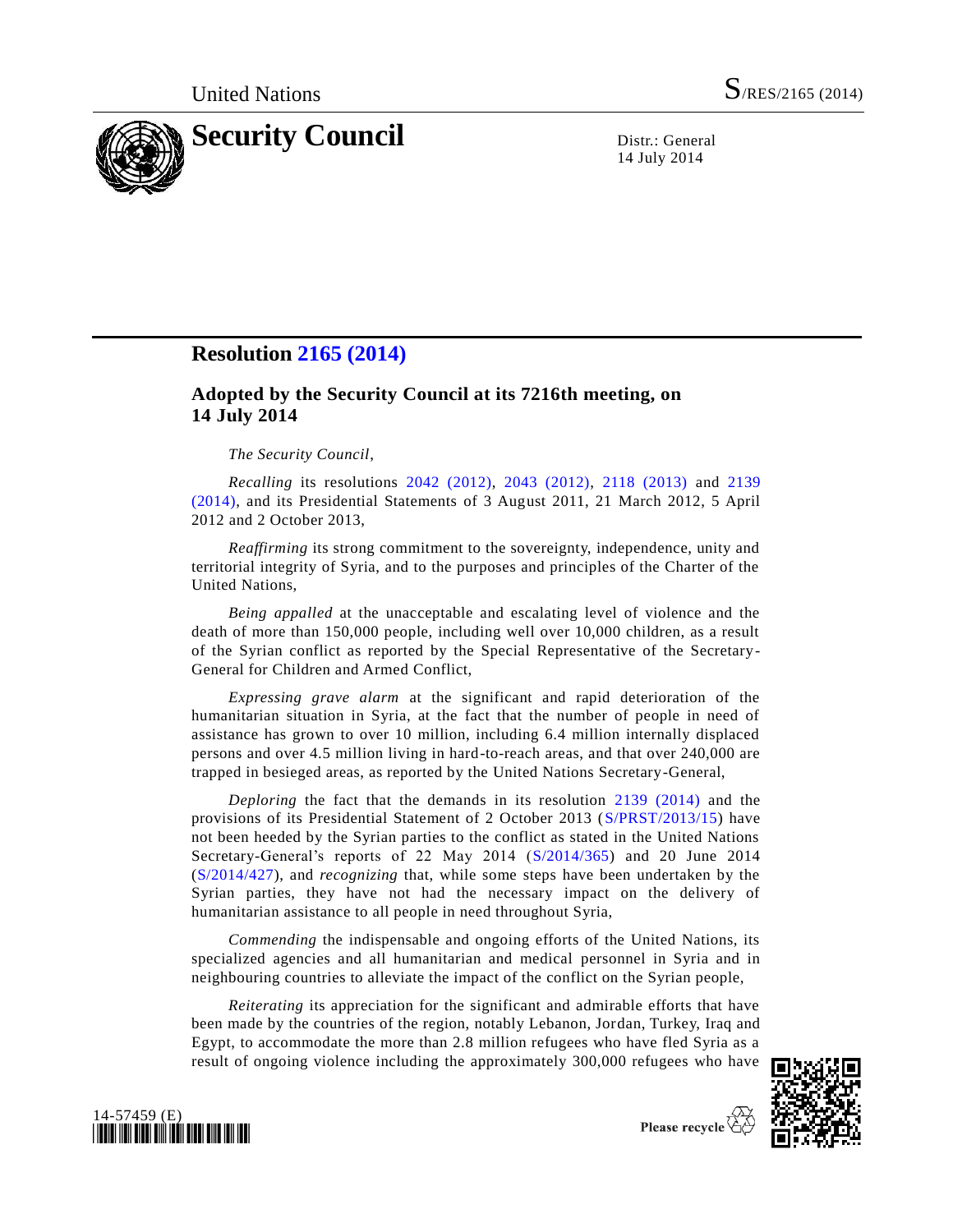United Nations S/RES/2165 (2014)

# Security Council

Distr.: General
14 July 2014

## Resolution 2165 (2014)

### Adopted by the Security Council at its 7216th meeting, on 14 July 2014

*The Security Council*,

*Recalling* its resolutions 2042 (2012), 2043 (2012), 2118 (2013) and 2139 (2014), and its Presidential Statements of 3 August 2011, 21 March 2012, 5 April 2012 and 2 October 2013,

*Reaffirming* its strong commitment to the sovereignty, independence, unity and territorial integrity of Syria, and to the purposes and principles of the Charter of the United Nations,

*Being appalled* at the unacceptable and escalating level of violence and the death of more than 150,000 people, including well over 10,000 children, as a result of the Syrian conflict as reported by the Special Representative of the Secretary-General for Children and Armed Conflict,

*Expressing grave alarm* at the significant and rapid deterioration of the humanitarian situation in Syria, at the fact that the number of people in need of assistance has grown to over 10 million, including 6.4 million internally displaced persons and over 4.5 million living in hard-to-reach areas, and that over 240,000 are trapped in besieged areas, as reported by the United Nations Secretary-General,

*Deploring* the fact that the demands in its resolution 2139 (2014) and the provisions of its Presidential Statement of 2 October 2013 (S/PRST/2013/15) have not been heeded by the Syrian parties to the conflict as stated in the United Nations Secretary-General's reports of 22 May 2014 (S/2014/365) and 20 June 2014 (S/2014/427), and *recognizing* that, while some steps have been undertaken by the Syrian parties, they have not had the necessary impact on the delivery of humanitarian assistance to all people in need throughout Syria,

*Commending* the indispensable and ongoing efforts of the United Nations, its specialized agencies and all humanitarian and medical personnel in Syria and in neighbouring countries to alleviate the impact of the conflict on the Syrian people,

*Reiterating* its appreciation for the significant and admirable efforts that have been made by the countries of the region, notably Lebanon, Jordan, Turkey, Iraq and Egypt, to accommodate the more than 2.8 million refugees who have fled Syria as a result of ongoing violence including the approximately 300,000 refugees who have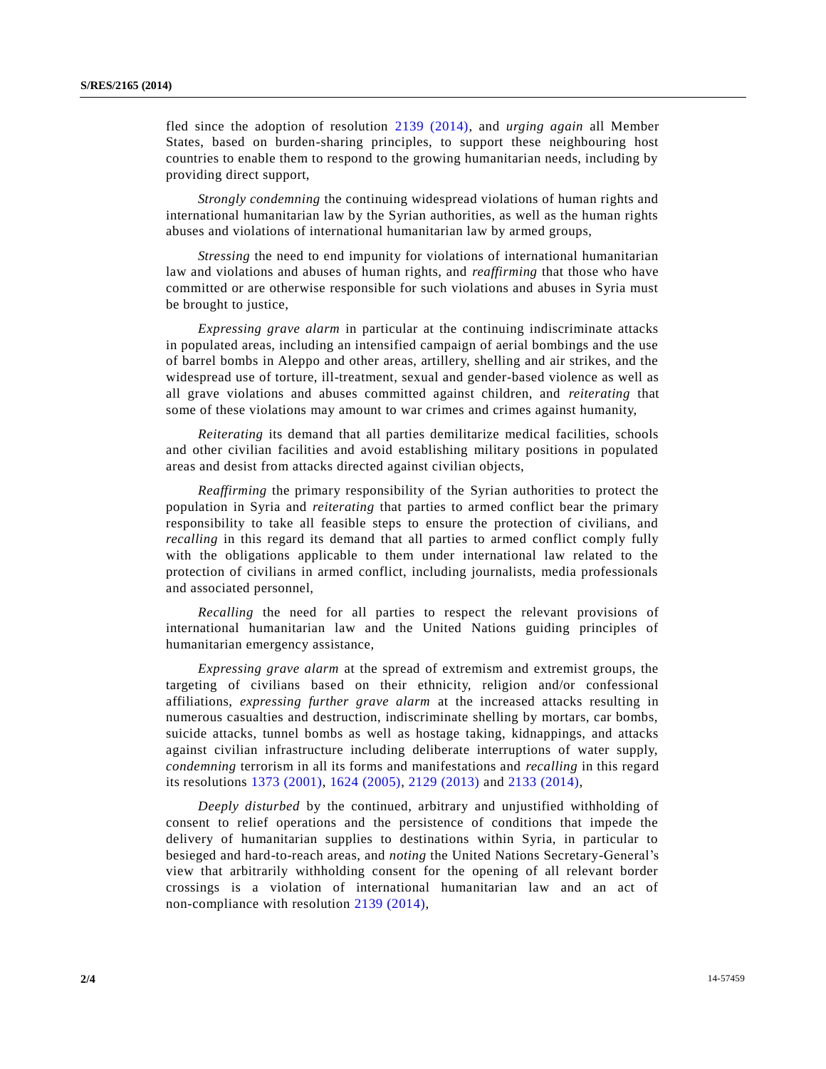fled since the adoption of resolution 2139 (2014), and *urging again* all Member States, based on burden-sharing principles, to support these neighbouring host countries to enable them to respond to the growing humanitarian needs, including by providing direct support,

*Strongly condemning* the continuing widespread violations of human rights and international humanitarian law by the Syrian authorities, as well as the human rights abuses and violations of international humanitarian law by armed groups,

*Stressing* the need to end impunity for violations of international humanitarian law and violations and abuses of human rights, and *reaffirming* that those who have committed or are otherwise responsible for such violations and abuses in Syria must be brought to justice,

*Expressing grave alarm* in particular at the continuing indiscriminate attacks in populated areas, including an intensified campaign of aerial bombings and the use of barrel bombs in Aleppo and other areas, artillery, shelling and air strikes, and the widespread use of torture, ill-treatment, sexual and gender-based violence as well as all grave violations and abuses committed against children, and *reiterating* that some of these violations may amount to war crimes and crimes against humanity,

*Reiterating* its demand that all parties demilitarize medical facilities, schools and other civilian facilities and avoid establishing military positions in populated areas and desist from attacks directed against civilian objects,

*Reaffirming* the primary responsibility of the Syrian authorities to protect the population in Syria and *reiterating* that parties to armed conflict bear the primary responsibility to take all feasible steps to ensure the protection of civilians, and *recalling* in this regard its demand that all parties to armed conflict comply fully with the obligations applicable to them under international law related to the protection of civilians in armed conflict, including journalists, media professionals and associated personnel,

*Recalling* the need for all parties to respect the relevant provisions of international humanitarian law and the United Nations guiding principles of humanitarian emergency assistance,

*Expressing grave alarm* at the spread of extremism and extremist groups, the targeting of civilians based on their ethnicity, religion and/or confessional affiliations, *expressing further grave alarm* at the increased attacks resulting in numerous casualties and destruction, indiscriminate shelling by mortars, car bombs, suicide attacks, tunnel bombs as well as hostage taking, kidnappings, and attacks against civilian infrastructure including deliberate interruptions of water supply, *condemning* terrorism in all its forms and manifestations and *recalling* in this regard its resolutions 1373 (2001), 1624 (2005), 2129 (2013) and 2133 (2014),

*Deeply disturbed* by the continued, arbitrary and unjustified withholding of consent to relief operations and the persistence of conditions that impede the delivery of humanitarian supplies to destinations within Syria, in particular to besieged and hard-to-reach areas, and *noting* the United Nations Secretary-General's view that arbitrarily withholding consent for the opening of all relevant border crossings is a violation of international humanitarian law and an act of non-compliance with resolution 2139 (2014),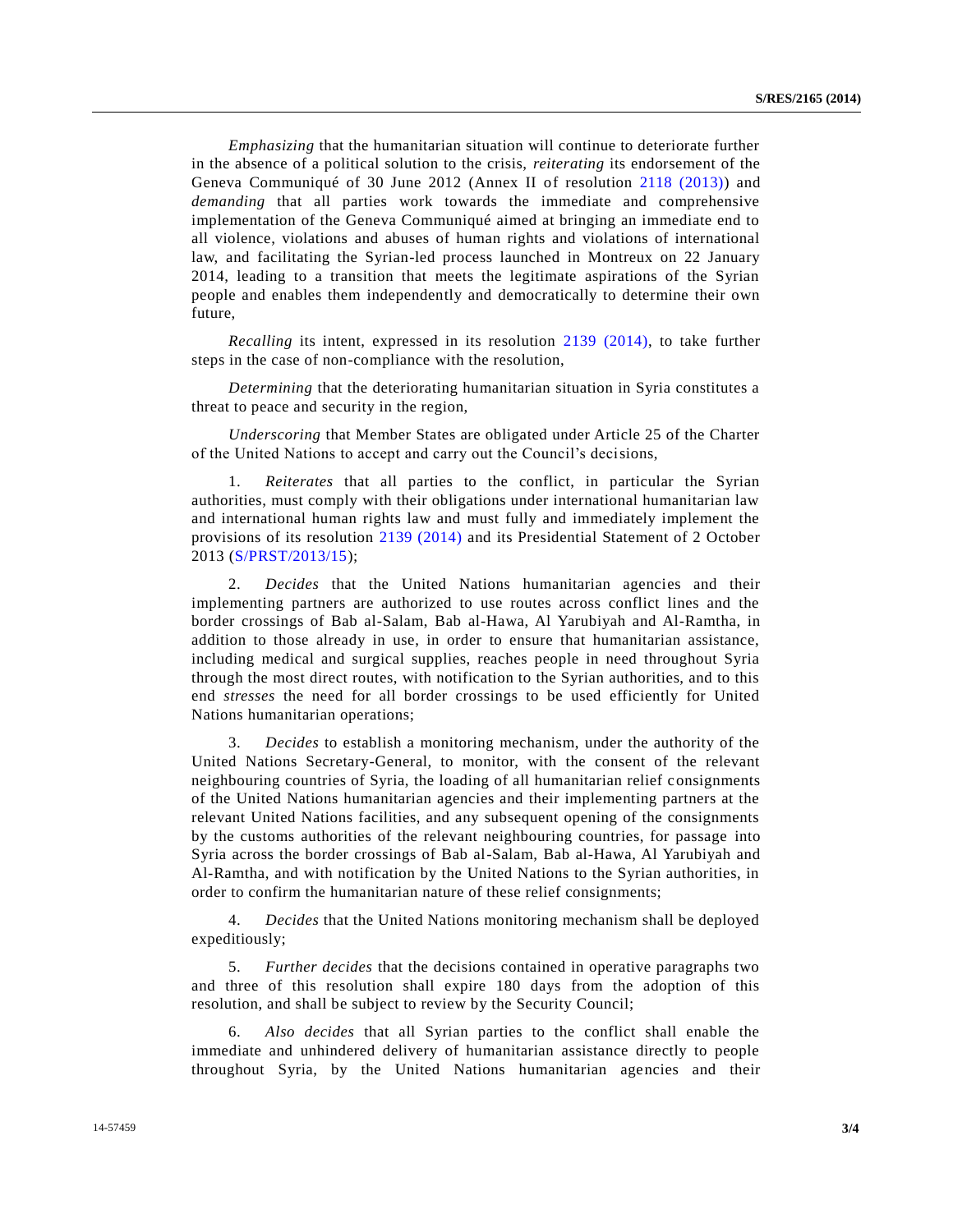*Emphasizing* that the humanitarian situation will continue to deteriorate further in the absence of a political solution to the crisis, *reiterating* its endorsement of the Geneva Communiqué of 30 June 2012 (Annex II of resolution 2118 (2013)) and *demanding* that all parties work towards the immediate and comprehensive implementation of the Geneva Communiqué aimed at bringing an immediate end to all violence, violations and abuses of human rights and violations of international law, and facilitating the Syrian-led process launched in Montreux on 22 January 2014, leading to a transition that meets the legitimate aspirations of the Syrian people and enables them independently and democratically to determine their own future,

*Recalling* its intent, expressed in its resolution 2139 (2014), to take further steps in the case of non-compliance with the resolution,

*Determining* that the deteriorating humanitarian situation in Syria constitutes a threat to peace and security in the region,

*Underscoring* that Member States are obligated under Article 25 of the Charter of the United Nations to accept and carry out the Council's decisions,

1. *Reiterates* that all parties to the conflict, in particular the Syrian authorities, must comply with their obligations under international humanitarian law and international human rights law and must fully and immediately implement the provisions of its resolution 2139 (2014) and its Presidential Statement of 2 October 2013 (S/PRST/2013/15);

2. *Decides* that the United Nations humanitarian agencies and their implementing partners are authorized to use routes across conflict lines and the border crossings of Bab al-Salam, Bab al-Hawa, Al Yarubiyah and Al-Ramtha, in addition to those already in use, in order to ensure that humanitarian assistance, including medical and surgical supplies, reaches people in need throughout Syria through the most direct routes, with notification to the Syrian authorities, and to this end *stresses* the need for all border crossings to be used efficiently for United Nations humanitarian operations;

3. *Decides* to establish a monitoring mechanism, under the authority of the United Nations Secretary-General, to monitor, with the consent of the relevant neighbouring countries of Syria, the loading of all humanitarian relief consignments of the United Nations humanitarian agencies and their implementing partners at the relevant United Nations facilities, and any subsequent opening of the consignments by the customs authorities of the relevant neighbouring countries, for passage into Syria across the border crossings of Bab al-Salam, Bab al-Hawa, Al Yarubiyah and Al-Ramtha, and with notification by the United Nations to the Syrian authorities, in order to confirm the humanitarian nature of these relief consignments;

4. *Decides* that the United Nations monitoring mechanism shall be deployed expeditiously;

5. *Further decides* that the decisions contained in operative paragraphs two and three of this resolution shall expire 180 days from the adoption of this resolution, and shall be subject to review by the Security Council;

6. *Also decides* that all Syrian parties to the conflict shall enable the immediate and unhindered delivery of humanitarian assistance directly to people throughout Syria, by the United Nations humanitarian agencies and their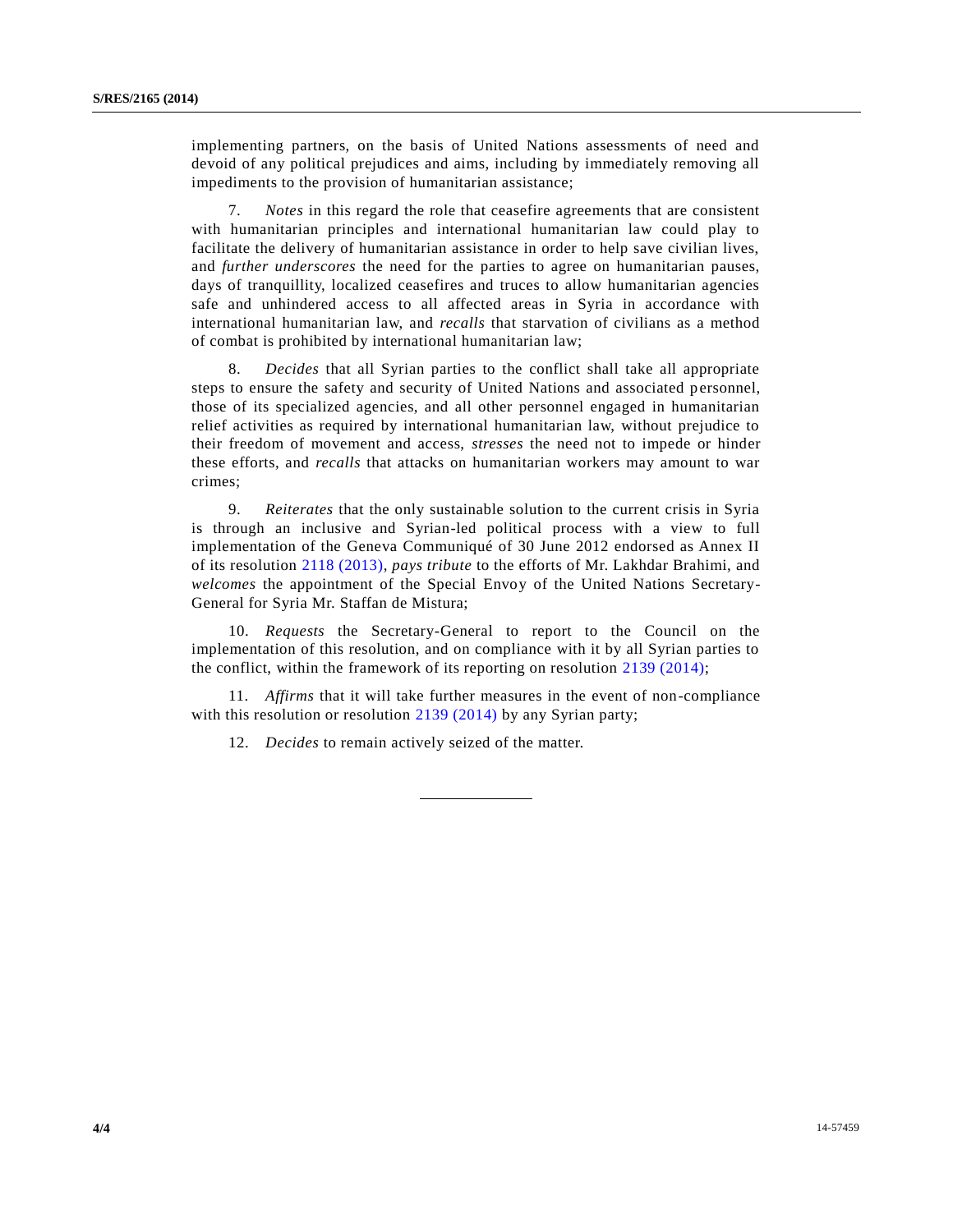implementing partners, on the basis of United Nations assessments of need and devoid of any political prejudices and aims, including by immediately removing all impediments to the provision of humanitarian assistance;

7. *Notes* in this regard the role that ceasefire agreements that are consistent with humanitarian principles and international humanitarian law could play to facilitate the delivery of humanitarian assistance in order to help save civilian lives, and *further underscores* the need for the parties to agree on humanitarian pauses, days of tranquillity, localized ceasefires and truces to allow humanitarian agencies safe and unhindered access to all affected areas in Syria in accordance with international humanitarian law, and *recalls* that starvation of civilians as a method of combat is prohibited by international humanitarian law;

8. *Decides* that all Syrian parties to the conflict shall take all appropriate steps to ensure the safety and security of United Nations and associated personnel, those of its specialized agencies, and all other personnel engaged in humanitarian relief activities as required by international humanitarian law, without prejudice to their freedom of movement and access, *stresses* the need not to impede or hinder these efforts, and *recalls* that attacks on humanitarian workers may amount to war crimes;

9. *Reiterates* that the only sustainable solution to the current crisis in Syria is through an inclusive and Syrian-led political process with a view to full implementation of the Geneva Communiqué of 30 June 2012 endorsed as Annex II of its resolution 2118 (2013), *pays tribute* to the efforts of Mr. Lakhdar Brahimi, and *welcomes* the appointment of the Special Envoy of the United Nations Secretary-General for Syria Mr. Staffan de Mistura;

10. *Requests* the Secretary-General to report to the Council on the implementation of this resolution, and on compliance with it by all Syrian parties to the conflict, within the framework of its reporting on resolution 2139 (2014);

11. *Affirms* that it will take further measures in the event of non-compliance with this resolution or resolution 2139 (2014) by any Syrian party;

12. *Decides* to remain actively seized of the matter.